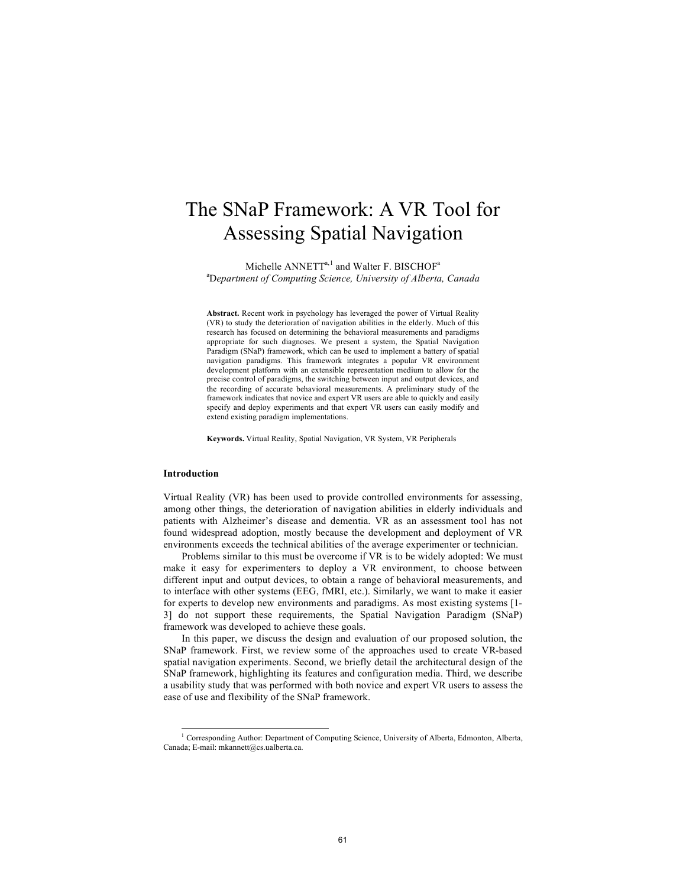# The SNaP Framework: A VR Tool for Assessing Spatial Navigation

Michelle ANNETT[a,1] and Walter F. BISCHOF[a]

[a]*Department of Computing Science, University of Alberta, Canada*

**Abstract.** Recent work in psychology has leveraged the power of Virtual Reality (VR) to study the deterioration of navigation abilities in the elderly. Much of this research has focused on determining the behavioral measurements and paradigms appropriate for such diagnoses. We present a system, the Spatial Navigation Paradigm (SNaP) framework, which can be used to implement a battery of spatial navigation paradigms. This framework integrates a popular VR environment development platform with an extensible representation medium to allow for the precise control of paradigms, the switching between input and output devices, and the recording of accurate behavioral measurements. A preliminary study of the framework indicates that novice and expert VR users are able to quickly and easily specify and deploy experiments and that expert VR users can easily modify and extend existing paradigm implementations.

**Keywords.** Virtual Reality, Spatial Navigation, VR System, VR Peripherals

## Introduction

Virtual Reality (VR) has been used to provide controlled environments for assessing, among other things, the deterioration of navigation abilities in elderly individuals and patients with Alzheimer's disease and dementia. VR as an assessment tool has not found widespread adoption, mostly because the development and deployment of VR environments exceeds the technical abilities of the average experimenter or technician.

Problems similar to this must be overcome if VR is to be widely adopted: We must make it easy for experimenters to deploy a VR environment, to choose between different input and output devices, to obtain a range of behavioral measurements, and to interface with other systems (EEG, fMRI, etc.). Similarly, we want to make it easier for experts to develop new environments and paradigms. As most existing systems [1-3] do not support these requirements, the Spatial Navigation Paradigm (SNaP) framework was developed to achieve these goals.

In this paper, we discuss the design and evaluation of our proposed solution, the SNaP framework. First, we review some of the approaches used to create VR-based spatial navigation experiments. Second, we briefly detail the architectural design of the SNaP framework, highlighting its features and configuration media. Third, we describe a usability study that was performed with both novice and expert VR users to assess the ease of use and flexibility of the SNaP framework.

[1] Corresponding Author: Department of Computing Science, University of Alberta, Edmonton, Alberta, Canada; E-mail: mkannett@cs.ualberta.ca.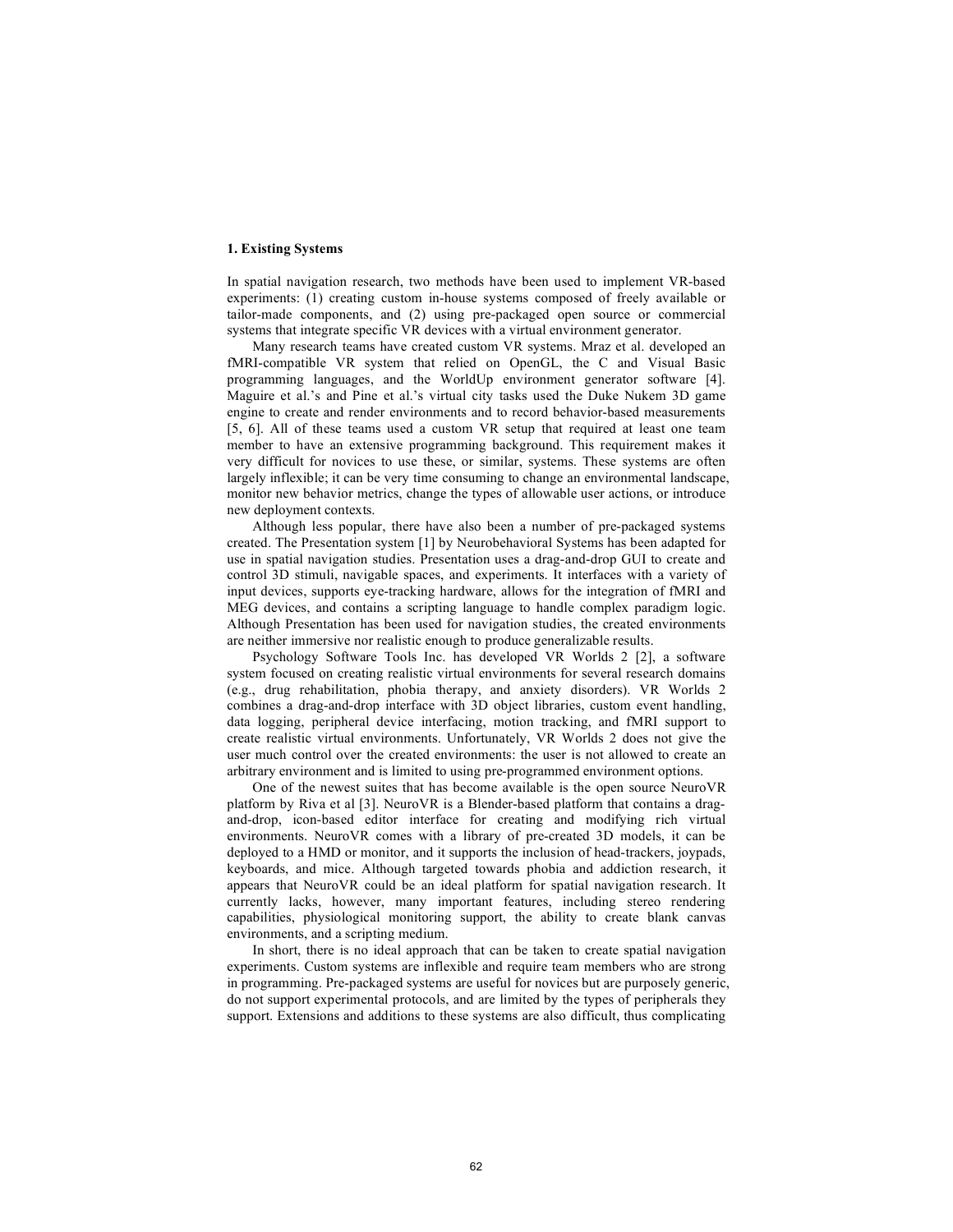## 1. Existing Systems

In spatial navigation research, two methods have been used to implement VR-based experiments: (1) creating custom in-house systems composed of freely available or tailor-made components, and (2) using pre-packaged open source or commercial systems that integrate specific VR devices with a virtual environment generator.

Many research teams have created custom VR systems. Mraz et al. developed an fMRI-compatible VR system that relied on OpenGL, the C and Visual Basic programming languages, and the WorldUp environment generator software [4]. Maguire et al.'s and Pine et al.'s virtual city tasks used the Duke Nukem 3D game engine to create and render environments and to record behavior-based measurements [5, 6]. All of these teams used a custom VR setup that required at least one team member to have an extensive programming background. This requirement makes it very difficult for novices to use these, or similar, systems. These systems are often largely inflexible; it can be very time consuming to change an environmental landscape, monitor new behavior metrics, change the types of allowable user actions, or introduce new deployment contexts.

Although less popular, there have also been a number of pre-packaged systems created. The Presentation system [1] by Neurobehavioral Systems has been adapted for use in spatial navigation studies. Presentation uses a drag-and-drop GUI to create and control 3D stimuli, navigable spaces, and experiments. It interfaces with a variety of input devices, supports eye-tracking hardware, allows for the integration of fMRI and MEG devices, and contains a scripting language to handle complex paradigm logic. Although Presentation has been used for navigation studies, the created environments are neither immersive nor realistic enough to produce generalizable results.

Psychology Software Tools Inc. has developed VR Worlds 2 [2], a software system focused on creating realistic virtual environments for several research domains (e.g., drug rehabilitation, phobia therapy, and anxiety disorders). VR Worlds 2 combines a drag-and-drop interface with 3D object libraries, custom event handling, data logging, peripheral device interfacing, motion tracking, and fMRI support to create realistic virtual environments. Unfortunately, VR Worlds 2 does not give the user much control over the created environments: the user is not allowed to create an arbitrary environment and is limited to using pre-programmed environment options.

One of the newest suites that has become available is the open source NeuroVR platform by Riva et al [3]. NeuroVR is a Blender-based platform that contains a drag-and-drop, icon-based editor interface for creating and modifying rich virtual environments. NeuroVR comes with a library of pre-created 3D models, it can be deployed to a HMD or monitor, and it supports the inclusion of head-trackers, joypads, keyboards, and mice. Although targeted towards phobia and addiction research, it appears that NeuroVR could be an ideal platform for spatial navigation research. It currently lacks, however, many important features, including stereo rendering capabilities, physiological monitoring support, the ability to create blank canvas environments, and a scripting medium.

In short, there is no ideal approach that can be taken to create spatial navigation experiments. Custom systems are inflexible and require team members who are strong in programming. Pre-packaged systems are useful for novices but are purposely generic, do not support experimental protocols, and are limited by the types of peripherals they support. Extensions and additions to these systems are also difficult, thus complicating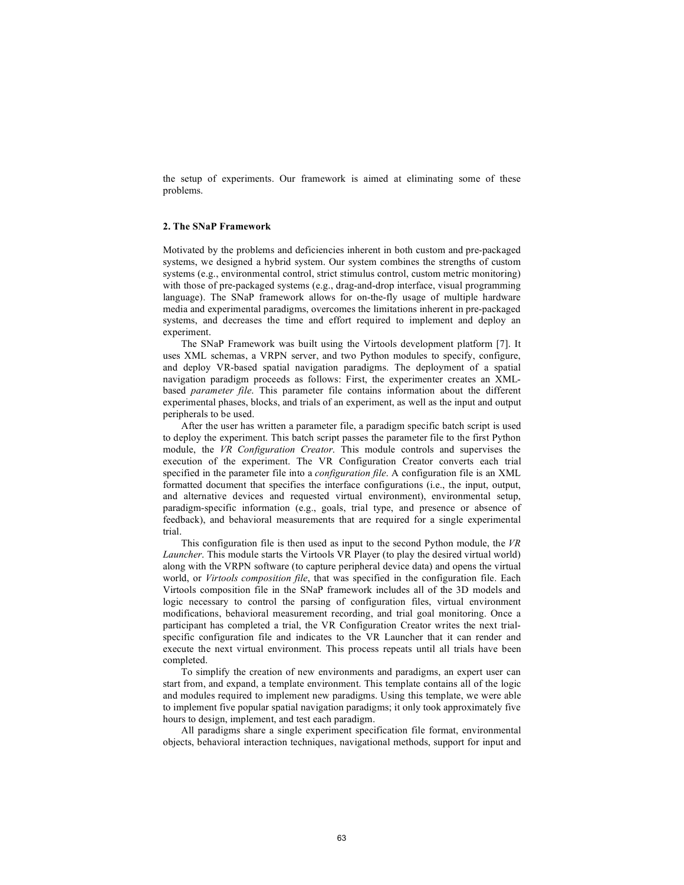the setup of experiments. Our framework is aimed at eliminating some of these problems.

## 2. The SNaP Framework

Motivated by the problems and deficiencies inherent in both custom and pre-packaged systems, we designed a hybrid system. Our system combines the strengths of custom systems (e.g., environmental control, strict stimulus control, custom metric monitoring) with those of pre-packaged systems (e.g., drag-and-drop interface, visual programming language). The SNaP framework allows for on-the-fly usage of multiple hardware media and experimental paradigms, overcomes the limitations inherent in pre-packaged systems, and decreases the time and effort required to implement and deploy an experiment.

The SNaP Framework was built using the Virtools development platform [7]. It uses XML schemas, a VRPN server, and two Python modules to specify, configure, and deploy VR-based spatial navigation paradigms. The deployment of a spatial navigation paradigm proceeds as follows: First, the experimenter creates an XML-based *parameter file*. This parameter file contains information about the different experimental phases, blocks, and trials of an experiment, as well as the input and output peripherals to be used.

After the user has written a parameter file, a paradigm specific batch script is used to deploy the experiment. This batch script passes the parameter file to the first Python module, the *VR Configuration Creator*. This module controls and supervises the execution of the experiment. The VR Configuration Creator converts each trial specified in the parameter file into a *configuration file*. A configuration file is an XML formatted document that specifies the interface configurations (i.e., the input, output, and alternative devices and requested virtual environment), environmental setup, paradigm-specific information (e.g., goals, trial type, and presence or absence of feedback), and behavioral measurements that are required for a single experimental trial.

This configuration file is then used as input to the second Python module, the *VR Launcher*. This module starts the Virtools VR Player (to play the desired virtual world) along with the VRPN software (to capture peripheral device data) and opens the virtual world, or *Virtools composition file*, that was specified in the configuration file. Each Virtools composition file in the SNaP framework includes all of the 3D models and logic necessary to control the parsing of configuration files, virtual environment modifications, behavioral measurement recording, and trial goal monitoring. Once a participant has completed a trial, the VR Configuration Creator writes the next trial-specific configuration file and indicates to the VR Launcher that it can render and execute the next virtual environment. This process repeats until all trials have been completed.

To simplify the creation of new environments and paradigms, an expert user can start from, and expand, a template environment. This template contains all of the logic and modules required to implement new paradigms. Using this template, we were able to implement five popular spatial navigation paradigms; it only took approximately five hours to design, implement, and test each paradigm.

All paradigms share a single experiment specification file format, environmental objects, behavioral interaction techniques, navigational methods, support for input and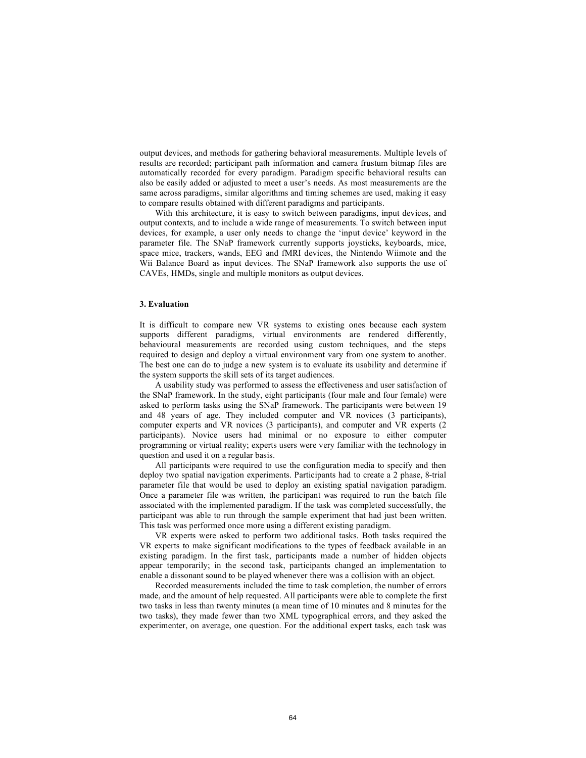output devices, and methods for gathering behavioral measurements. Multiple levels of results are recorded; participant path information and camera frustum bitmap files are automatically recorded for every paradigm. Paradigm specific behavioral results can also be easily added or adjusted to meet a user's needs. As most measurements are the same across paradigms, similar algorithms and timing schemes are used, making it easy to compare results obtained with different paradigms and participants.

With this architecture, it is easy to switch between paradigms, input devices, and output contexts, and to include a wide range of measurements. To switch between input devices, for example, a user only needs to change the 'input device' keyword in the parameter file. The SNaP framework currently supports joysticks, keyboards, mice, space mice, trackers, wands, EEG and fMRI devices, the Nintendo Wiimote and the Wii Balance Board as input devices. The SNaP framework also supports the use of CAVEs, HMDs, single and multiple monitors as output devices.

### 3. Evaluation

It is difficult to compare new VR systems to existing ones because each system supports different paradigms, virtual environments are rendered differently, behavioural measurements are recorded using custom techniques, and the steps required to design and deploy a virtual environment vary from one system to another. The best one can do to judge a new system is to evaluate its usability and determine if the system supports the skill sets of its target audiences.

A usability study was performed to assess the effectiveness and user satisfaction of the SNaP framework. In the study, eight participants (four male and four female) were asked to perform tasks using the SNaP framework. The participants were between 19 and 48 years of age. They included computer and VR novices (3 participants), computer experts and VR novices (3 participants), and computer and VR experts (2 participants). Novice users had minimal or no exposure to either computer programming or virtual reality; experts users were very familiar with the technology in question and used it on a regular basis.

All participants were required to use the configuration media to specify and then deploy two spatial navigation experiments. Participants had to create a 2 phase, 8-trial parameter file that would be used to deploy an existing spatial navigation paradigm. Once a parameter file was written, the participant was required to run the batch file associated with the implemented paradigm. If the task was completed successfully, the participant was able to run through the sample experiment that had just been written. This task was performed once more using a different existing paradigm.

VR experts were asked to perform two additional tasks. Both tasks required the VR experts to make significant modifications to the types of feedback available in an existing paradigm. In the first task, participants made a number of hidden objects appear temporarily; in the second task, participants changed an implementation to enable a dissonant sound to be played whenever there was a collision with an object.

Recorded measurements included the time to task completion, the number of errors made, and the amount of help requested. All participants were able to complete the first two tasks in less than twenty minutes (a mean time of 10 minutes and 8 minutes for the two tasks), they made fewer than two XML typographical errors, and they asked the experimenter, on average, one question. For the additional expert tasks, each task was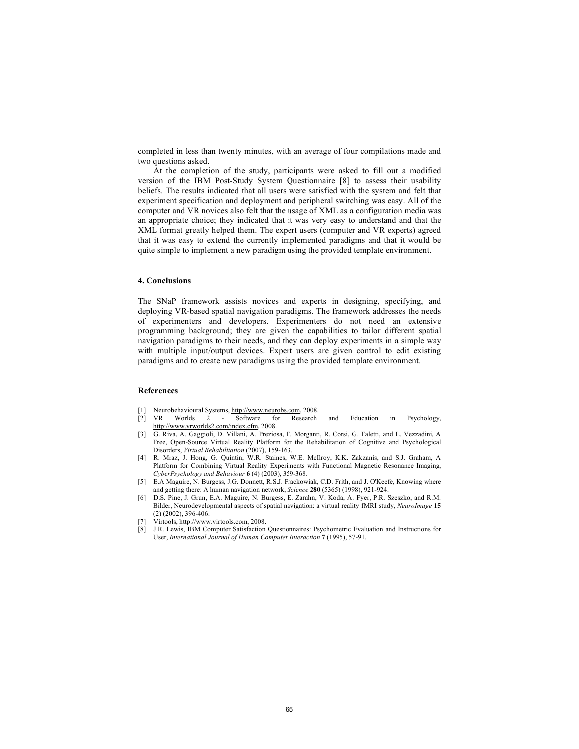completed in less than twenty minutes, with an average of four compilations made and two questions asked.

At the completion of the study, participants were asked to fill out a modified version of the IBM Post-Study System Questionnaire [8] to assess their usability beliefs. The results indicated that all users were satisfied with the system and felt that experiment specification and deployment and peripheral switching was easy. All of the computer and VR novices also felt that the usage of XML as a configuration media was an appropriate choice; they indicated that it was very easy to understand and that the XML format greatly helped them. The expert users (computer and VR experts) agreed that it was easy to extend the currently implemented paradigms and that it would be quite simple to implement a new paradigm using the provided template environment.

## 4. Conclusions

The SNaP framework assists novices and experts in designing, specifying, and deploying VR-based spatial navigation paradigms. The framework addresses the needs of experimenters and developers. Experimenters do not need an extensive programming background; they are given the capabilities to tailor different spatial navigation paradigms to their needs, and they can deploy experiments in a simple way with multiple input/output devices. Expert users are given control to edit existing paradigms and to create new paradigms using the provided template environment.

## References

[1] Neurobehavioural Systems, http://www.neurobs.com, 2008.

[2] VR Worlds 2 - Software for Research and Education in Psychology, http://www.vrworlds2.com/index.cfm, 2008.

[3] G. Riva, A. Gaggioli, D. Villani, A. Preziosa, F. Morganti, R. Corsi, G. Faletti, and L. Vezzadini, A Free, Open-Source Virtual Reality Platform for the Rehabilitation of Cognitive and Psychological Disorders, *Virtual Rehabilitation* (2007), 159-163.

[4] R. Mraz, J. Hong, G. Quintin, W.R. Staines, W.E. McIlroy, K.K. Zakzanis, and S.J. Graham, A Platform for Combining Virtual Reality Experiments with Functional Magnetic Resonance Imaging, *CyberPsychology and Behaviour* **6** (4) (2003), 359-368.

[5] E.A Maguire, N. Burgess, J.G. Donnett, R.S.J. Frackowiak, C.D. Frith, and J. O'Keefe, Knowing where and getting there: A human navigation network, *Science* **280** (5365) (1998), 921-924.

[6] D.S. Pine, J. Grun, E.A. Maguire, N. Burgess, E. Zarahn, V. Koda, A. Fyer, P.R. Szeszko, and R.M. Bilder, Neurodevelopmental aspects of spatial navigation: a virtual reality fMRI study, *NeuroImage* **15** (2) (2002), 396-406.

[7] Virtools, http://www.virtools.com, 2008.

[8] J.R. Lewis, IBM Computer Satisfaction Questionnaires: Psychometric Evaluation and Instructions for User, *International Journal of Human Computer Interaction* **7** (1995), 57-91.